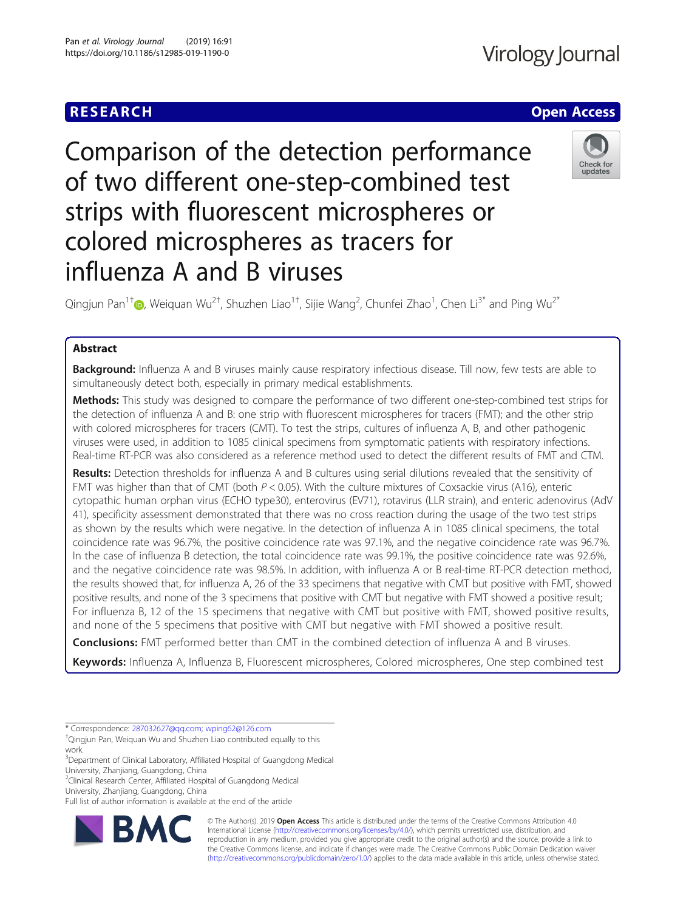RESEARCH

Open Access

# Comparison of the detection performance of two different one-step-combined test strips with fluorescent microspheres or colored microspheres as tracers for influenza A and B viruses

Qingjun Pan[1†], Weiquan Wu[2†], Shuzhen Liao[1†], Sijie Wang[2], Chunfei Zhao[1], Chen Li[3*] and Ping Wu[2*]

## Abstract

**Background:** Influenza A and B viruses mainly cause respiratory infectious disease. Till now, few tests are able to simultaneously detect both, especially in primary medical establishments.

**Methods:** This study was designed to compare the performance of two different one-step-combined test strips for the detection of influenza A and B: one strip with fluorescent microspheres for tracers (FMT); and the other strip with colored microspheres for tracers (CMT). To test the strips, cultures of influenza A, B, and other pathogenic viruses were used, in addition to 1085 clinical specimens from symptomatic patients with respiratory infections. Real-time RT-PCR was also considered as a reference method used to detect the different results of FMT and CTM.

**Results:** Detection thresholds for influenza A and B cultures using serial dilutions revealed that the sensitivity of FMT was higher than that of CMT (both $P < 0.05$). With the culture mixtures of Coxsackie virus (A16), enteric cytopathic human orphan virus (ECHO type30), enterovirus (EV71), rotavirus (LLR strain), and enteric adenovirus (AdV 41), specificity assessment demonstrated that there was no cross reaction during the usage of the two test strips as shown by the results which were negative. In the detection of influenza A in 1085 clinical specimens, the total coincidence rate was 96.7%, the positive coincidence rate was 97.1%, and the negative coincidence rate was 96.7%. In the case of influenza B detection, the total coincidence rate was 99.1%, the positive coincidence rate was 92.6%, and the negative coincidence rate was 98.5%. In addition, with influenza A or B real-time RT-PCR detection method, the results showed that, for influenza A, 26 of the 33 specimens that negative with CMT but positive with FMT, showed positive results, and none of the 3 specimens that positive with CMT but negative with FMT showed a positive result; For influenza B, 12 of the 15 specimens that negative with CMT but positive with FMT, showed positive results, and none of the 5 specimens that positive with CMT but negative with FMT showed a positive result.

**Conclusions:** FMT performed better than CMT in the combined detection of influenza A and B viruses.

**Keywords:** Influenza A, Influenza B, Fluorescent microspheres, Colored microspheres, One step combined test

\* Correspondence: 287032627@qq.com; wping62@126.com

†Qingjun Pan, Weiquan Wu and Shuzhen Liao contributed equally to this work.

[3]Department of Clinical Laboratory, Affiliated Hospital of Guangdong Medical University, Zhanjiang, Guangdong, China

[2]Clinical Research Center, Affiliated Hospital of Guangdong Medical University, Zhanjiang, Guangdong, China

Full list of author information is available at the end of the article

© The Author(s). 2019 **Open Access** This article is distributed under the terms of the Creative Commons Attribution 4.0 International License (http://creativecommons.org/licenses/by/4.0/), which permits unrestricted use, distribution, and reproduction in any medium, provided you give appropriate credit to the original author(s) and the source, provide a link to the Creative Commons license, and indicate if changes were made. The Creative Commons Public Domain Dedication waiver (http://creativecommons.org/publicdomain/zero/1.0/) applies to the data made available in this article, unless otherwise stated.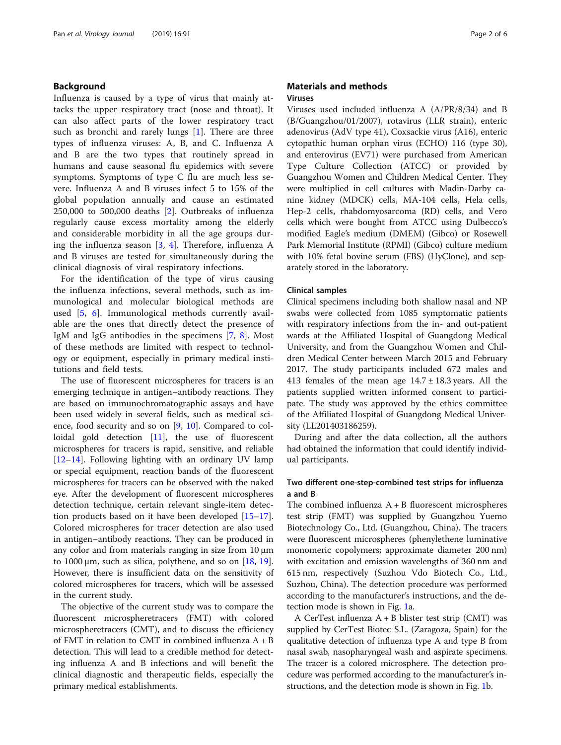## Background

Influenza is caused by a type of virus that mainly attacks the upper respiratory tract (nose and throat). It can also affect parts of the lower respiratory tract such as bronchi and rarely lungs [1]. There are three types of influenza viruses: A, B, and C. Influenza A and B are the two types that routinely spread in humans and cause seasonal flu epidemics with severe symptoms. Symptoms of type C flu are much less severe. Influenza A and B viruses infect 5 to 15% of the global population annually and cause an estimated 250,000 to 500,000 deaths [2]. Outbreaks of influenza regularly cause excess mortality among the elderly and considerable morbidity in all the age groups during the influenza season [3, 4]. Therefore, influenza A and B viruses are tested for simultaneously during the clinical diagnosis of viral respiratory infections.

For the identification of the type of virus causing the influenza infections, several methods, such as immunological and molecular biological methods are used [5, 6]. Immunological methods currently available are the ones that directly detect the presence of IgM and IgG antibodies in the specimens [7, 8]. Most of these methods are limited with respect to technology or equipment, especially in primary medical institutions and field tests.

The use of fluorescent microspheres for tracers is an emerging technique in antigen–antibody reactions. They are based on immunochromatographic assays and have been used widely in several fields, such as medical science, food security and so on [9, 10]. Compared to colloidal gold detection [11], the use of fluorescent microspheres for tracers is rapid, sensitive, and reliable [12–14]. Following lighting with an ordinary UV lamp or special equipment, reaction bands of the fluorescent microspheres for tracers can be observed with the naked eye. After the development of fluorescent microspheres detection technique, certain relevant single-item detection products based on it have been developed [15–17]. Colored microspheres for tracer detection are also used in antigen–antibody reactions. They can be produced in any color and from materials ranging in size from 10 μm to 1000 μm, such as silica, polythene, and so on [18, 19]. However, there is insufficient data on the sensitivity of colored microspheres for tracers, which will be assessed in the current study.

The objective of the current study was to compare the fluorescent microspheretracers (FMT) with colored microspheretracers (CMT), and to discuss the efficiency of FMT in relation to CMT in combined influenza A + B detection. This will lead to a credible method for detecting influenza A and B infections and will benefit the clinical diagnostic and therapeutic fields, especially the primary medical establishments.

## Materials and methods

### Viruses

Viruses used included influenza A (A/PR/8/34) and B (B/Guangzhou/01/2007), rotavirus (LLR strain), enteric adenovirus (AdV type 41), Coxsackie virus (A16), enteric cytopathic human orphan virus (ECHO) 116 (type 30), and enterovirus (EV71) were purchased from American Type Culture Collection (ATCC) or provided by Guangzhou Women and Children Medical Center. They were multiplied in cell cultures with Madin-Darby canine kidney (MDCK) cells, MA-104 cells, Hela cells, Hep-2 cells, rhabdomyosarcoma (RD) cells, and Vero cells which were bought from ATCC using Dulbecco's modified Eagle's medium (DMEM) (Gibco) or Rosewell Park Memorial Institute (RPMI) (Gibco) culture medium with 10% fetal bovine serum (FBS) (HyClone), and separately stored in the laboratory.

### Clinical samples

Clinical specimens including both shallow nasal and NP swabs were collected from 1085 symptomatic patients with respiratory infections from the in- and out-patient wards at the Affiliated Hospital of Guangdong Medical University, and from the Guangzhou Women and Children Medical Center between March 2015 and February 2017. The study participants included 672 males and 413 females of the mean age 14.7 ± 18.3 years. All the patients supplied written informed consent to participate. The study was approved by the ethics committee of the Affiliated Hospital of Guangdong Medical University (LL201403186259).

During and after the data collection, all the authors had obtained the information that could identify individual participants.

### Two different one-step-combined test strips for influenza a and B

The combined influenza A + B fluorescent microspheres test strip (FMT) was supplied by Guangzhou Yuemo Biotechnology Co., Ltd. (Guangzhou, China). The tracers were fluorescent microspheres (phenylethene luminative monomeric copolymers; approximate diameter 200 nm) with excitation and emission wavelengths of 360 nm and 615 nm, respectively (Suzhou Vdo Biotech Co., Ltd., Suzhou, China). The detection procedure was performed according to the manufacturer's instructions, and the detection mode is shown in Fig. 1a.

A CerTest influenza A + B blister test strip (CMT) was supplied by CerTest Biotec S.L. (Zaragoza, Spain) for the qualitative detection of influenza type A and type B from nasal swab, nasopharyngeal wash and aspirate specimens. The tracer is a colored microsphere. The detection procedure was performed according to the manufacturer's instructions, and the detection mode is shown in Fig. 1b.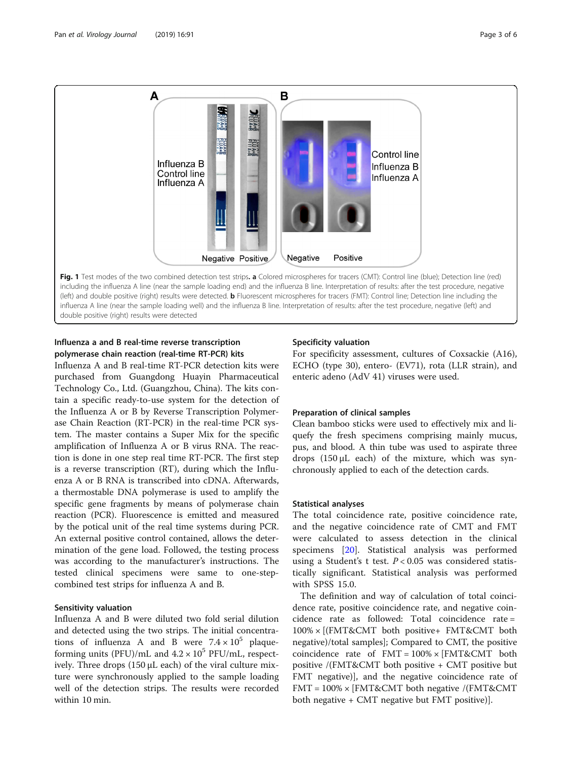Fig. 1 Test modes of the two combined detection test strips. **a** Colored microspheres for tracers (CMT): Control line (blue); Detection line (red) including the influenza A line (near the sample loading end) and the influenza B line. Interpretation of results: after the test procedure, negative (left) and double positive (right) results were detected. **b** Fluorescent microspheres for tracers (FMT): Control line; Detection line including the influenza A line (near the sample loading well) and the influenza B line. Interpretation of results: after the test procedure, negative (left) and double positive (right) results were detected

### Influenza a and B real-time reverse transcription polymerase chain reaction (real-time RT-PCR) kits

Influenza A and B real-time RT-PCR detection kits were purchased from Guangdong Huayin Pharmaceutical Technology Co., Ltd. (Guangzhou, China). The kits contain a specific ready-to-use system for the detection of the Influenza A or B by Reverse Transcription Polymerase Chain Reaction (RT-PCR) in the real-time PCR system. The master contains a Super Mix for the specific amplification of Influenza A or B virus RNA. The reaction is done in one step real time RT-PCR. The first step is a reverse transcription (RT), during which the Influenza A or B RNA is transcribed into cDNA. Afterwards, a thermostable DNA polymerase is used to amplify the specific gene fragments by means of polymerase chain reaction (PCR). Fluorescence is emitted and measured by the potical unit of the real time systems during PCR. An external positive control contained, allows the determination of the gene load. Followed, the testing process was according to the manufacturer's instructions. The tested clinical specimens were same to one-step-combined test strips for influenza A and B.

### Sensitivity valuation

Influenza A and B were diluted two fold serial dilution and detected using the two strips. The initial concentrations of influenza A and B were $7.4 \times 10^5$ plaque-forming units (PFU)/mL and $4.2 \times 10^5$ PFU/mL, respectively. Three drops (150 μL each) of the viral culture mixture were synchronously applied to the sample loading well of the detection strips. The results were recorded within 10 min.

### Specificity valuation

For specificity assessment, cultures of Coxsackie (A16), ECHO (type 30), entero- (EV71), rota (LLR strain), and enteric adeno (AdV 41) viruses were used.

### Preparation of clinical samples

Clean bamboo sticks were used to effectively mix and liquefy the fresh specimens comprising mainly mucus, pus, and blood. A thin tube was used to aspirate three drops (150 μL each) of the mixture, which was synchronously applied to each of the detection cards.

### Statistical analyses

The total coincidence rate, positive coincidence rate, and the negative coincidence rate of CMT and FMT were calculated to assess detection in the clinical specimens [20]. Statistical analysis was performed using a Student's t test. $P < 0.05$ was considered statistically significant. Statistical analysis was performed with SPSS 15.0.

The definition and way of calculation of total coincidence rate, positive coincidence rate, and negative coincidence rate as followed: Total coincidence rate = 100% × [(FMT&CMT both positive+ FMT&CMT both negative)/total samples]; Compared to CMT, the positive coincidence rate of FMT = 100% × [FMT&CMT both positive /(FMT&CMT both positive + CMT positive but FMT negative)], and the negative coincidence rate of FMT = 100% × [FMT&CMT both negative /(FMT&CMT both negative + CMT negative but FMT positive)].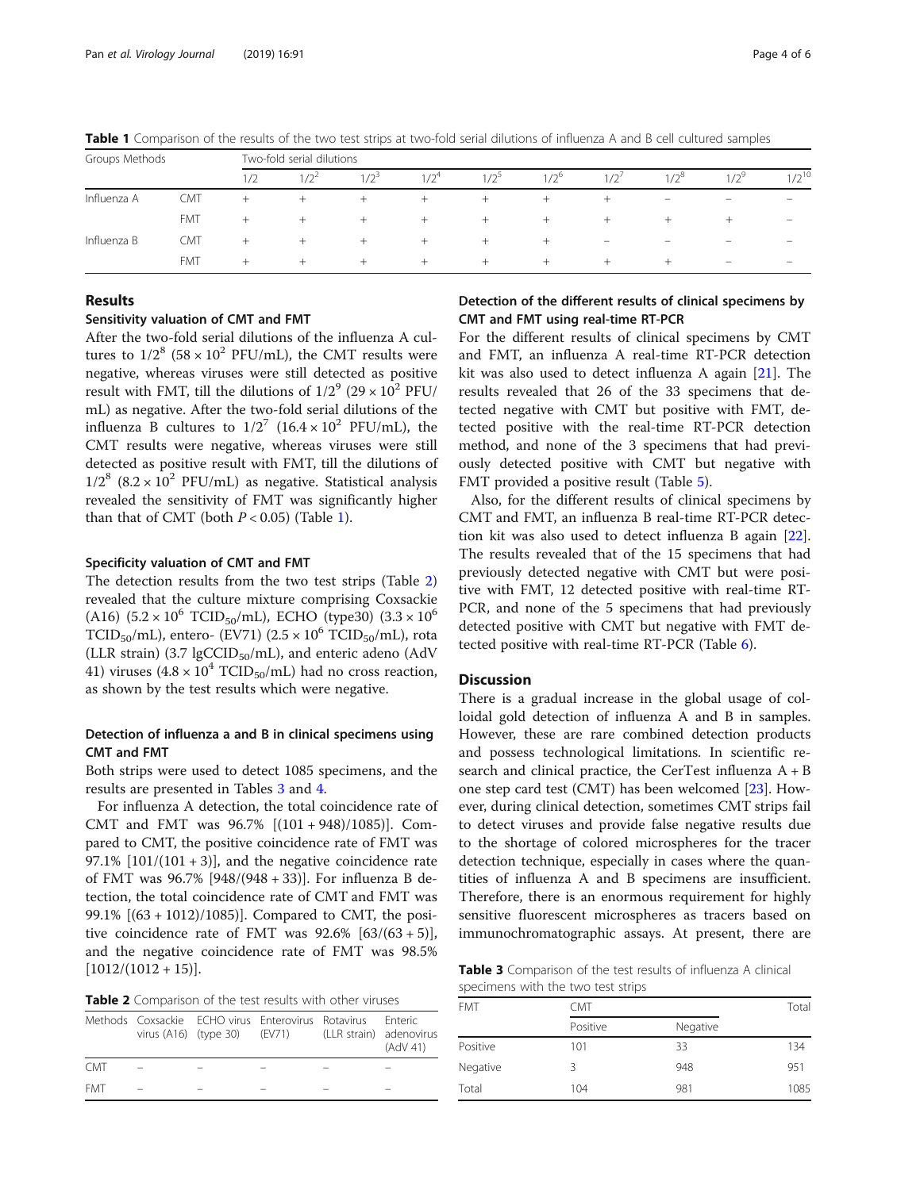**Table 1** Comparison of the results of the two test strips at two-fold serial dilutions of influenza A and B cell cultured samples

| Groups | Methods | Two-fold serial dilutions | | | | | | | | | |
|---|---|---|---|---|---|---|---|---|---|---|---|
| | | 1/2 | $1/2^2$ | $1/2^3$ | $1/2^4$ | $1/2^5$ | $1/2^6$ | $1/2^7$ | $1/2^8$ | $1/2^9$ | $1/2^{10}$ |
| Influenza A | CMT | + | + | + | + | + | + | + | – | – | – |
| | FMT | + | + | + | + | + | + | + | + | + | – |
| Influenza B | CMT | + | + | + | + | + | + | – | – | – | – |
| | FMT | + | + | + | + | + | + | + | + | – | – |

## Results

### Sensitivity valuation of CMT and FMT

After the two-fold serial dilutions of the influenza A cultures to $1/2^8$ ($58 \times 10^2$ PFU/mL), the CMT results were negative, whereas viruses were still detected as positive result with FMT, till the dilutions of $1/2^9$ ($29 \times 10^2$ PFU/mL) as negative. After the two-fold serial dilutions of the influenza B cultures to $1/2^7$ ($16.4 \times 10^2$ PFU/mL), the CMT results were negative, whereas viruses were still detected as positive result with FMT, till the dilutions of $1/2^8$ ($8.2 \times 10^2$ PFU/mL) as negative. Statistical analysis revealed the sensitivity of FMT was significantly higher than that of CMT (both $P < 0.05$) (Table 1).

### Specificity valuation of CMT and FMT

The detection results from the two test strips (Table 2) revealed that the culture mixture comprising Coxsackie (A16) ($5.2 \times 10^6$ $TCID_{50}$/mL), ECHO (type30) ($3.3 \times 10^6$ $TCID_{50}$/mL), entero- (EV71) ($2.5 \times 10^6$ $TCID_{50}$/mL), rota (LLR strain) (3.7 lgCCID$_{50}$/mL), and enteric adeno (AdV 41) viruses ($4.8 \times 10^4$ $TCID_{50}$/mL) had no cross reaction, as shown by the test results which were negative.

### Detection of influenza a and B in clinical specimens using CMT and FMT

Both strips were used to detect 1085 specimens, and the results are presented in Tables 3 and 4.

For influenza A detection, the total coincidence rate of CMT and FMT was 96.7% [(101 + 948)/1085)]. Compared to CMT, the positive coincidence rate of FMT was 97.1% [101/(101 + 3)], and the negative coincidence rate of FMT was 96.7% [948/(948 + 33)]. For influenza B detection, the total coincidence rate of CMT and FMT was 99.1% [(63 + 1012)/1085)]. Compared to CMT, the positive coincidence rate of FMT was 92.6% [63/(63 + 5)], and the negative coincidence rate of FMT was 98.5% [1012/(1012 + 15)].

**Table 2** Comparison of the test results with other viruses

| Methods | Coxsackie virus (A16) | ECHO virus (type 30) | Enterovirus (EV71) | Rotavirus (LLR strain) | Enteric adenovirus (AdV 41) |
|---|---|---|---|---|---|
| CMT | – | – | – | – | – |
| FMT | – | – | – | – | – |

### Detection of the different results of clinical specimens by CMT and FMT using real-time RT-PCR

For the different results of clinical specimens by CMT and FMT, an influenza A real-time RT-PCR detection kit was also used to detect influenza A again [21]. The results revealed that 26 of the 33 specimens that detected negative with CMT but positive with FMT, detected positive with the real-time RT-PCR detection method, and none of the 3 specimens that had previously detected positive with CMT but negative with FMT provided a positive result (Table 5).

Also, for the different results of clinical specimens by CMT and FMT, an influenza B real-time RT-PCR detection kit was also used to detect influenza B again [22]. The results revealed that of the 15 specimens that had previously detected negative with CMT but were positive with FMT, 12 detected positive with real-time RT-PCR, and none of the 5 specimens that had previously detected positive with CMT but negative with FMT detected positive with real-time RT-PCR (Table 6).

## Discussion

There is a gradual increase in the global usage of colloidal gold detection of influenza A and B in samples. However, these are rare combined detection products and possess technological limitations. In scientific research and clinical practice, the CerTest influenza A + B one step card test (CMT) has been welcomed [23]. However, during clinical detection, sometimes CMT strips fail to detect viruses and provide false negative results due to the shortage of colored microspheres for the tracer detection technique, especially in cases where the quantities of influenza A and B specimens are insufficient. Therefore, there is an enormous requirement for highly sensitive fluorescent microspheres as tracers based on immunochromatographic assays. At present, there are

**Table 3** Comparison of the test results of influenza A clinical specimens with the two test strips

| FMT | CMT | | Total |
|---|---|---|---|
| | Positive | Negative | |
| Positive | 101 | 33 | 134 |
| Negative | 3 | 948 | 951 |
| Total | 104 | 981 | 1085 |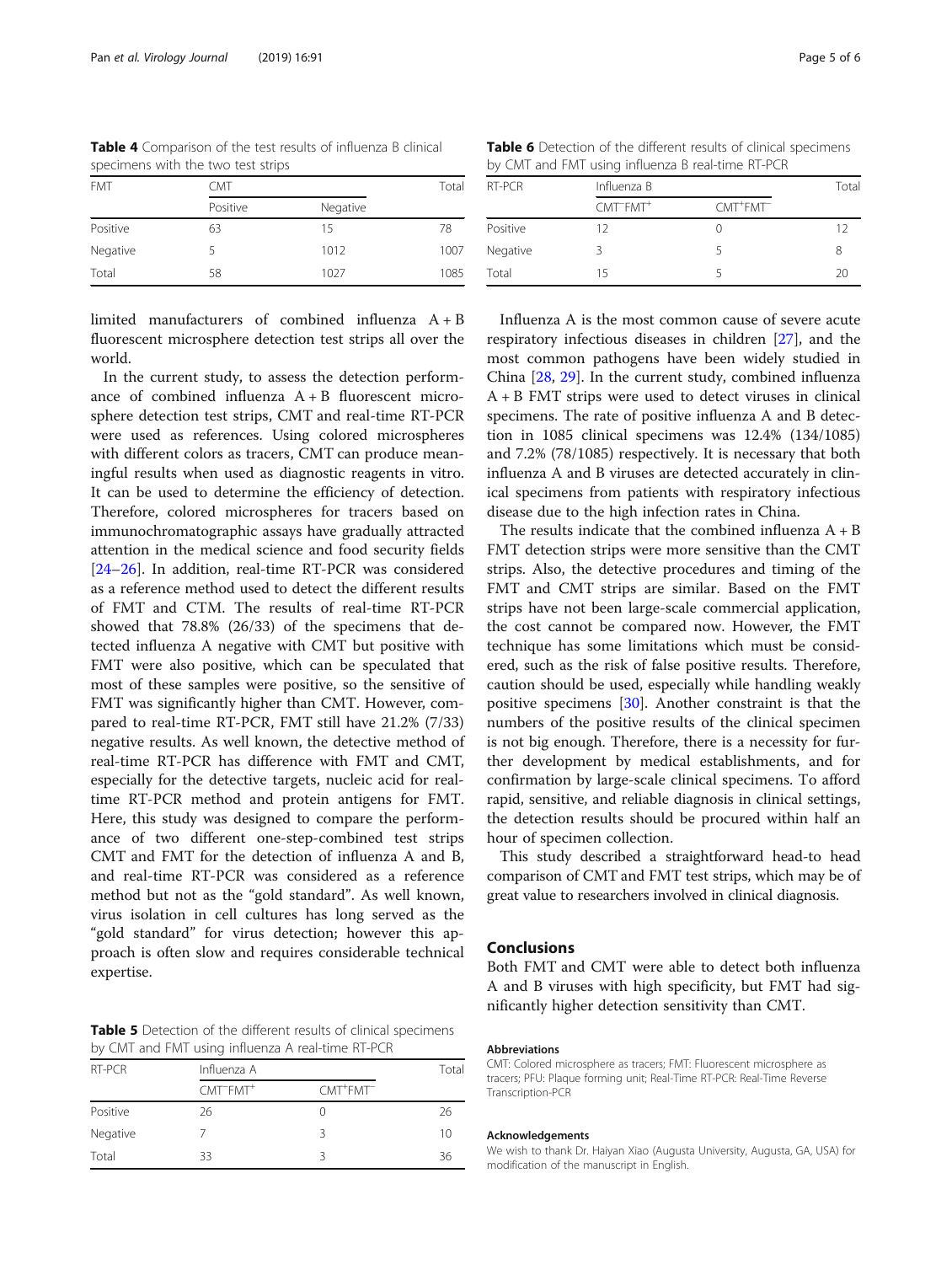**Table 4** Comparison of the test results of influenza B clinical specimens with the two test strips

| FMT | CMT | | Total |
|---|---|---|---|
| | Positive | Negative | |
| Positive | 63 | 15 | 78 |
| Negative | 5 | 1012 | 1007 |
| Total | 58 | 1027 | 1085 |

limited manufacturers of combined influenza A + B fluorescent microsphere detection test strips all over the world.

In the current study, to assess the detection performance of combined influenza A + B fluorescent microsphere detection test strips, CMT and real-time RT-PCR were used as references. Using colored microspheres with different colors as tracers, CMT can produce meaningful results when used as diagnostic reagents in vitro. It can be used to determine the efficiency of detection. Therefore, colored microspheres for tracers based on immunochromatographic assays have gradually attracted attention in the medical science and food security fields [24–26]. In addition, real-time RT-PCR was considered as a reference method used to detect the different results of FMT and CTM. The results of real-time RT-PCR showed that 78.8% (26/33) of the specimens that detected influenza A negative with CMT but positive with FMT were also positive, which can be speculated that most of these samples were positive, so the sensitive of FMT was significantly higher than CMT. However, compared to real-time RT-PCR, FMT still have 21.2% (7/33) negative results. As well known, the detective method of real-time RT-PCR has difference with FMT and CMT, especially for the detective targets, nucleic acid for real-time RT-PCR method and protein antigens for FMT. Here, this study was designed to compare the performance of two different one-step-combined test strips CMT and FMT for the detection of influenza A and B, and real-time RT-PCR was considered as a reference method but not as the "gold standard". As well known, virus isolation in cell cultures has long served as the "gold standard" for virus detection; however this approach is often slow and requires considerable technical expertise.

**Table 5** Detection of the different results of clinical specimens by CMT and FMT using influenza A real-time RT-PCR

| RT-PCR | Influenza A | | Total |
|---|---|---|---|
| | $CMT^{-}FMT^{+}$ | $CMT^{+}FMT^{-}$ | |
| Positive | 26 | 0 | 26 |
| Negative | 7 | 3 | 10 |
| Total | 33 | 3 | 36 |

**Table 6** Detection of the different results of clinical specimens by CMT and FMT using influenza B real-time RT-PCR

| RT-PCR | Influenza B | | Total |
|---|---|---|---|
| | $CMT^{-}FMT^{+}$ | $CMT^{+}FMT^{-}$ | |
| Positive | 12 | 0 | 12 |
| Negative | 3 | 5 | 8 |
| Total | 15 | 5 | 20 |

Influenza A is the most common cause of severe acute respiratory infectious diseases in children [27], and the most common pathogens have been widely studied in China [28, 29]. In the current study, combined influenza A + B FMT strips were used to detect viruses in clinical specimens. The rate of positive influenza A and B detection in 1085 clinical specimens was 12.4% (134/1085) and 7.2% (78/1085) respectively. It is necessary that both influenza A and B viruses are detected accurately in clinical specimens from patients with respiratory infectious disease due to the high infection rates in China.

The results indicate that the combined influenza A + B FMT detection strips were more sensitive than the CMT strips. Also, the detective procedures and timing of the FMT and CMT strips are similar. Based on the FMT strips have not been large-scale commercial application, the cost cannot be compared now. However, the FMT technique has some limitations which must be considered, such as the risk of false positive results. Therefore, caution should be used, especially while handling weakly positive specimens [30]. Another constraint is that the numbers of the positive results of the clinical specimen is not big enough. Therefore, there is a necessity for further development by medical establishments, and for confirmation by large-scale clinical specimens. To afford rapid, sensitive, and reliable diagnosis in clinical settings, the detection results should be procured within half an hour of specimen collection.

This study described a straightforward head-to head comparison of CMT and FMT test strips, which may be of great value to researchers involved in clinical diagnosis.

## Conclusions

Both FMT and CMT were able to detect both influenza A and B viruses with high specificity, but FMT had significantly higher detection sensitivity than CMT.

#### Abbreviations

CMT: Colored microsphere as tracers; FMT: Fluorescent microsphere as tracers; PFU: Plaque forming unit; Real-Time RT-PCR: Real-Time Reverse Transcription-PCR

#### Acknowledgements

We wish to thank Dr. Haiyan Xiao (Augusta University, Augusta, GA, USA) for modification of the manuscript in English.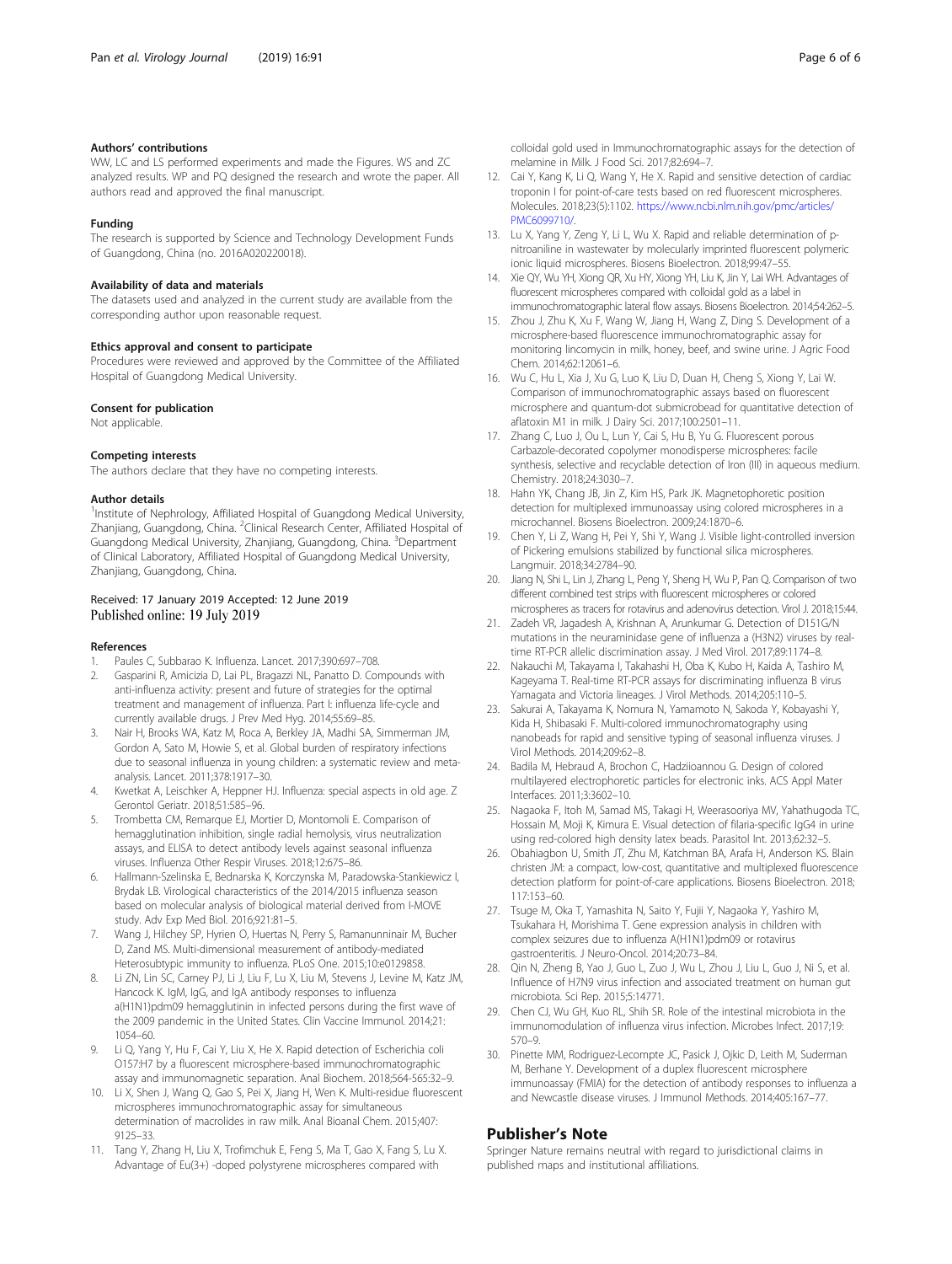### Authors' contributions

WW, LC and LS performed experiments and made the Figures. WS and ZC analyzed results. WP and PQ designed the research and wrote the paper. All authors read and approved the final manuscript.

### Funding

The research is supported by Science and Technology Development Funds of Guangdong, China (no. 2016A020220018).

### Availability of data and materials

The datasets used and analyzed in the current study are available from the corresponding author upon reasonable request.

### Ethics approval and consent to participate

Procedures were reviewed and approved by the Committee of the Affiliated Hospital of Guangdong Medical University.

### Consent for publication

Not applicable.

### Competing interests

The authors declare that they have no competing interests.

### Author details

[1]Institute of Nephrology, Affiliated Hospital of Guangdong Medical University, Zhanjiang, Guangdong, China. [2]Clinical Research Center, Affiliated Hospital of Guangdong Medical University, Zhanjiang, Guangdong, China. [3]Department of Clinical Laboratory, Affiliated Hospital of Guangdong Medical University, Zhanjiang, Guangdong, China.

Received: 17 January 2019 Accepted: 12 June 2019
Published online: 19 July 2019

### References

1. Paules C, Subbarao K. Influenza. Lancet. 2017;390:697–708.
2. Gasparini R, Amicizia D, Lai PL, Bragazzi NL, Panatto D. Compounds with anti-influenza activity: present and future of strategies for the optimal treatment and management of influenza. Part I: influenza life-cycle and currently available drugs. J Prev Med Hyg. 2014;55:69–85.
3. Nair H, Brooks WA, Katz M, Roca A, Berkley JA, Madhi SA, Simmerman JM, Gordon A, Sato M, Howie S, et al. Global burden of respiratory infections due to seasonal influenza in young children: a systematic review and meta-analysis. Lancet. 2011;378:1917–30.
4. Kwetkat A, Leischker A, Heppner HJ. Influenza: special aspects in old age. Z Gerontol Geriatr. 2018;51:585–96.
5. Trombetta CM, Remarque EJ, Mortier D, Montomoli E. Comparison of hemagglutination inhibition, single radial hemolysis, virus neutralization assays, and ELISA to detect antibody levels against seasonal influenza viruses. Influenza Other Respir Viruses. 2018;12:675–86.
6. Hallmann-Szelinska E, Bednarska K, Korczynska M, Paradowska-Stankiewicz I, Brydak LB. Virological characteristics of the 2014/2015 influenza season based on molecular analysis of biological material derived from I-MOVE study. Adv Exp Med Biol. 2016;921:81–5.
7. Wang J, Hilchey SP, Hyrien O, Huertas N, Perry S, Ramanunninair M, Bucher D, Zand MS. Multi-dimensional measurement of antibody-mediated Heterosubtypic immunity to influenza. PLoS One. 2015;10:e0129858.
8. Li ZN, Lin SC, Carney PJ, Li J, Liu F, Lu X, Liu M, Stevens J, Levine M, Katz JM, Hancock K. IgM, IgG, and IgA antibody responses to influenza a(H1N1)pdm09 hemagglutinin in infected persons during the first wave of the 2009 pandemic in the United States. Clin Vaccine Immunol. 2014;21:1054–60.
9. Li Q, Yang Y, Hu F, Cai Y, Liu X, He X. Rapid detection of Escherichia coli O157:H7 by a fluorescent microsphere-based immunochromatographic assay and immunomagnetic separation. Anal Biochem. 2018;564-565:32–9.
10. Li X, Shen J, Wang Q, Gao S, Pei X, Jiang H, Wen K. Multi-residue fluorescent microspheres immunochromatographic assay for simultaneous determination of macrolides in raw milk. Anal Bioanal Chem. 2015;407:9125–33.
11. Tang Y, Zhang H, Liu X, Trofimchuk E, Feng S, Ma T, Gao X, Fang S, Lu X. Advantage of Eu(3+) -doped polystyrene microspheres compared with colloidal gold used in Immunochromatographic assays for the detection of melamine in Milk. J Food Sci. 2017;82:694–7.
12. Cai Y, Kang K, Li Q, Wang Y, He X. Rapid and sensitive detection of cardiac troponin I for point-of-care tests based on red fluorescent microspheres. Molecules. 2018;23(5):1102. https://www.ncbi.nlm.nih.gov/pmc/articles/PMC6099710/.
13. Lu X, Yang Y, Zeng Y, Li L, Wu X. Rapid and reliable determination of p-nitroaniline in wastewater by molecularly imprinted fluorescent polymeric ionic liquid microspheres. Biosens Bioelectron. 2018;99:47–55.
14. Xie QY, Wu YH, Xiong QR, Xu HY, Xiong YH, Liu K, Jin Y, Lai WH. Advantages of fluorescent microspheres compared with colloidal gold as a label in immunochromatographic lateral flow assays. Biosens Bioelectron. 2014;54:262–5.
15. Zhou J, Zhu K, Xu F, Wang W, Jiang H, Wang Z, Ding S. Development of a microsphere-based fluorescence immunochromatographic assay for monitoring lincomycin in milk, honey, beef, and swine urine. J Agric Food Chem. 2014;62:12061–6.
16. Wu C, Hu L, Xia J, Xu G, Luo K, Liu D, Duan H, Cheng S, Xiong Y, Lai W. Comparison of immunochromatographic assays based on fluorescent microsphere and quantum-dot submicrobead for quantitative detection of aflatoxin M1 in milk. J Dairy Sci. 2017;100:2501–11.
17. Zhang C, Luo J, Ou L, Lun Y, Cai S, Hu B, Yu G. Fluorescent porous Carbazole-decorated copolymer monodisperse microspheres: facile synthesis, selective and recyclable detection of Iron (III) in aqueous medium. Chemistry. 2018;24:3030–7.
18. Hahn YK, Chang JB, Jin Z, Kim HS, Park JK. Magnetophoretic position detection for multiplexed immunoassay using colored microspheres in a microchannel. Biosens Bioelectron. 2009;24:1870–6.
19. Chen Y, Li Z, Wang H, Pei Y, Shi Y, Wang J. Visible light-controlled inversion of Pickering emulsions stabilized by functional silica microspheres. Langmuir. 2018;34:2784–90.
20. Jiang N, Shi L, Lin J, Zhang L, Peng Y, Sheng H, Wu P, Pan Q. Comparison of two different combined test strips with fluorescent microspheres or colored microspheres as tracers for rotavirus and adenovirus detection. Virol J. 2018;15:44.
21. Zadeh VR, Jagadesh A, Krishnan A, Arunkumar G. Detection of D151G/N mutations in the neuraminidase gene of influenza a (H3N2) viruses by real-time RT-PCR allelic discrimination assay. J Med Virol. 2017;89:1174–8.
22. Nakauchi M, Takayama I, Takahashi H, Oba K, Kubo H, Kaida A, Tashiro M, Kageyama T. Real-time RT-PCR assays for discriminating influenza B virus Yamagata and Victoria lineages. J Virol Methods. 2014;205:110–5.
23. Sakurai A, Takayama K, Nomura N, Yamamoto N, Sakoda Y, Kobayashi Y, Kida H, Shibasaki F. Multi-colored immunochromatography using nanobeads for rapid and sensitive typing of seasonal influenza viruses. J Virol Methods. 2014;209:62–8.
24. Badila M, Hebraud A, Brochon C, Hadziioannou G. Design of colored multilayered electrophoretic particles for electronic inks. ACS Appl Mater Interfaces. 2011;3:3602–10.
25. Nagaoka F, Itoh M, Samad MS, Takagi H, Weerasooriya MV, Yahathugoda TC, Hossain M, Moji K, Kimura E. Visual detection of filaria-specific IgG4 in urine using red-colored high density latex beads. Parasitol Int. 2013;62:32–5.
26. Obahiagbon U, Smith JT, Zhu M, Katchman BA, Arafa H, Anderson KS. Blain christen JM: a compact, low-cost, quantitative and multiplexed fluorescence detection platform for point-of-care applications. Biosens Bioelectron. 2018;117:153–60.
27. Tsuge M, Oka T, Yamashita N, Saito Y, Fujii Y, Nagaoka Y, Yashiro M, Tsukahara H, Morishima T. Gene expression analysis in children with complex seizures due to influenza A(H1N1)pdm09 or rotavirus gastroenteritis. J Neuro-Oncol. 2014;20:73–84.
28. Qin N, Zheng B, Yao J, Guo L, Zuo J, Wu L, Zhou J, Liu L, Guo J, Ni S, et al. Influence of H7N9 virus infection and associated treatment on human gut microbiota. Sci Rep. 2015;5:14771.
29. Chen CJ, Wu GH, Kuo RL, Shih SR. Role of the intestinal microbiota in the immunomodulation of influenza virus infection. Microbes Infect. 2017;19:570–9.
30. Pinette MM, Rodriguez-Lecompte JC, Pasick J, Ojkic D, Leith M, Suderman M, Berhane Y. Development of a duplex fluorescent microsphere immunoassay (FMIA) for the detection of antibody responses to influenza a and Newcastle disease viruses. J Immunol Methods. 2014;405:167–77.

## Publisher's Note

Springer Nature remains neutral with regard to jurisdictional claims in published maps and institutional affiliations.